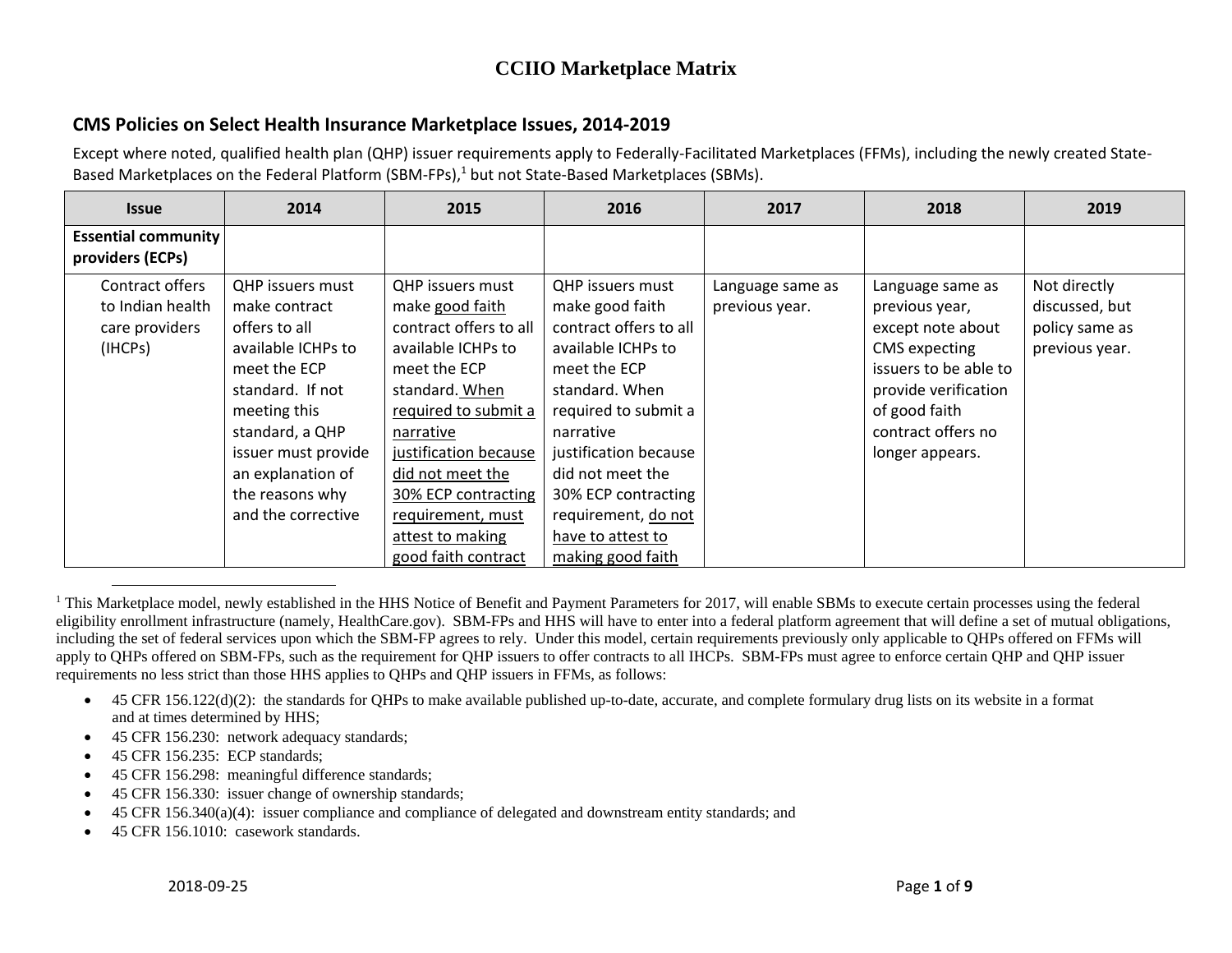# CCIIO Marketplace Matrix

## CMS Policies on Select Health Insurance Marketplace Issues, 2014-2019

Except where noted, qualified health plan (QHP) issuer requirements apply to Federally-Facilitated Marketplaces (FFMs), including the newly created State-Based Marketplaces on the Federal Platform (SBM-FPs),[1] but not State-Based Marketplaces (SBMs).

| Issue | 2014 | 2015 | 2016 | 2017 | 2018 | 2019 |
|---|---|---|---|---|---|---|
| **Essential community providers (ECPs)** | | | | | | |
| Contract offers to Indian health care providers (IHCPs) | QHP issuers must make contract offers to all available ICHPs to meet the ECP standard. If not meeting this standard, a QHP issuer must provide an explanation of the reasons why and the corrective | QHP issuers must make <u>good faith</u> contract offers to all available ICHPs to meet the ECP standard. <u>When required to submit a narrative justification because did not meet the 30% ECP contracting requirement, must attest to making good faith contract</u> | QHP issuers must make good faith contract offers to all available ICHPs to meet the ECP standard. When required to submit a narrative justification because did not meet the 30% ECP contracting requirement, <u>do not have to attest to making good faith</u> | Language same as previous year. | Language same as previous year, except note about CMS expecting issuers to be able to provide verification of good faith contract offers no longer appears. | Not directly discussed, but policy same as previous year. |

[1] This Marketplace model, newly established in the HHS Notice of Benefit and Payment Parameters for 2017, will enable SBMs to execute certain processes using the federal eligibility enrollment infrastructure (namely, HealthCare.gov). SBM-FPs and HHS will have to enter into a federal platform agreement that will define a set of mutual obligations, including the set of federal services upon which the SBM-FP agrees to rely. Under this model, certain requirements previously only applicable to QHPs offered on FFMs will apply to QHPs offered on SBM-FPs, such as the requirement for QHP issuers to offer contracts to all IHCPs. SBM-FPs must agree to enforce certain QHP and QHP issuer requirements no less strict than those HHS applies to QHPs and QHP issuers in FFMs, as follows:

- 45 CFR 156.122(d)(2): the standards for QHPs to make available published up-to-date, accurate, and complete formulary drug lists on its website in a format and at times determined by HHS;
- 45 CFR 156.230: network adequacy standards;
- 45 CFR 156.235: ECP standards;
- 45 CFR 156.298: meaningful difference standards;
- 45 CFR 156.330: issuer change of ownership standards;
- 45 CFR 156.340(a)(4): issuer compliance and compliance of delegated and downstream entity standards; and
- 45 CFR 156.1010: casework standards.

2018-09-25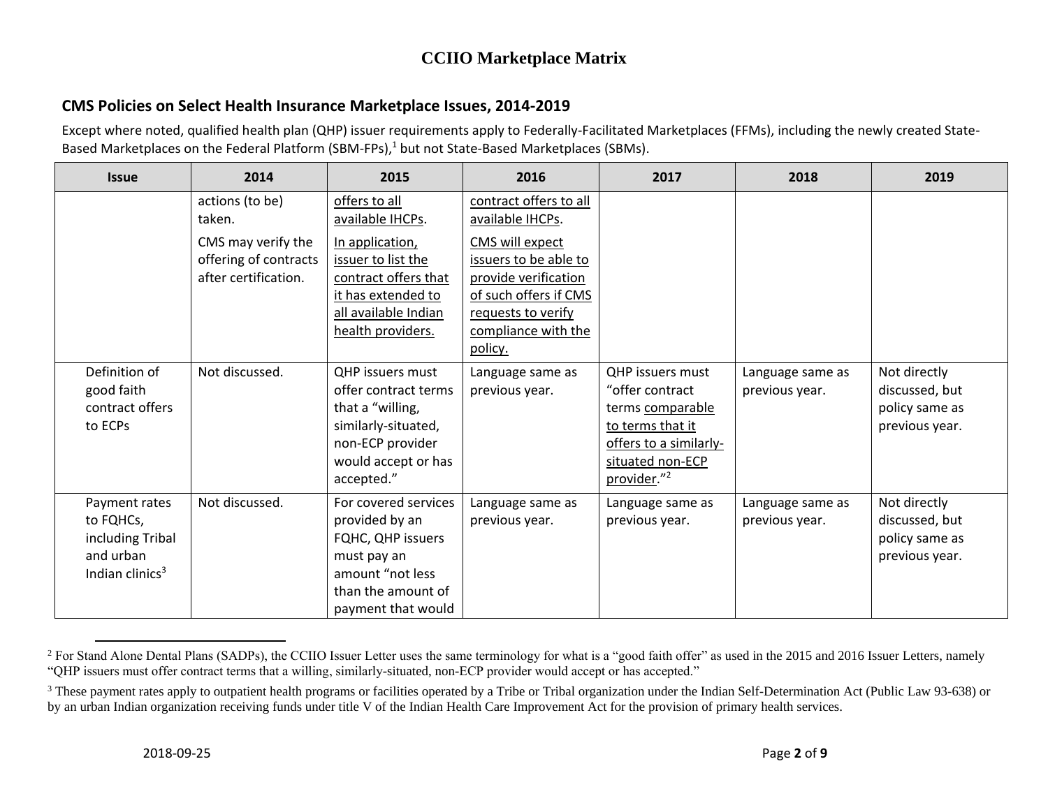# CCIIO Marketplace Matrix

## CMS Policies on Select Health Insurance Marketplace Issues, 2014-2019

Except where noted, qualified health plan (QHP) issuer requirements apply to Federally-Facilitated Marketplaces (FFMs), including the newly created State-Based Marketplaces on the Federal Platform (SBM-FPs),[1] but not State-Based Marketplaces (SBMs).

| Issue | 2014 | 2015 | 2016 | 2017 | 2018 | 2019 |
|---|---|---|---|---|---|---|
| | actions (to be) taken. CMS may verify the offering of contracts after certification. | offers to all available IHCPs. In application, issuer to list the contract offers that it has extended to all available Indian health providers. | contract offers to all available IHCPs. CMS will expect issuers to be able to provide verification of such offers if CMS requests to verify compliance with the policy. | | | |
| Definition of good faith contract offers to ECPs | Not discussed. | QHP issuers must offer contract terms that a "willing, similarly-situated, non-ECP provider would accept or has accepted." | Language same as previous year. | QHP issuers must "offer contract terms comparable to terms that it offers to a similarly-situated non-ECP provider."[2] | Language same as previous year. | Not directly discussed, but policy same as previous year. |
| Payment rates to FQHCs, including Tribal and urban Indian clinics[3] | Not discussed. | For covered services provided by an FQHC, QHP issuers must pay an amount "not less than the amount of payment that would | Language same as previous year. | Language same as previous year. | Language same as previous year. | Not directly discussed, but policy same as previous year. |

[2] For Stand Alone Dental Plans (SADPs), the CCIIO Issuer Letter uses the same terminology for what is a "good faith offer" as used in the 2015 and 2016 Issuer Letters, namely "QHP issuers must offer contract terms that a willing, similarly-situated, non-ECP provider would accept or has accepted."

[3] These payment rates apply to outpatient health programs or facilities operated by a Tribe or Tribal organization under the Indian Self-Determination Act (Public Law 93-638) or by an urban Indian organization receiving funds under title V of the Indian Health Care Improvement Act for the provision of primary health services.

2018-09-25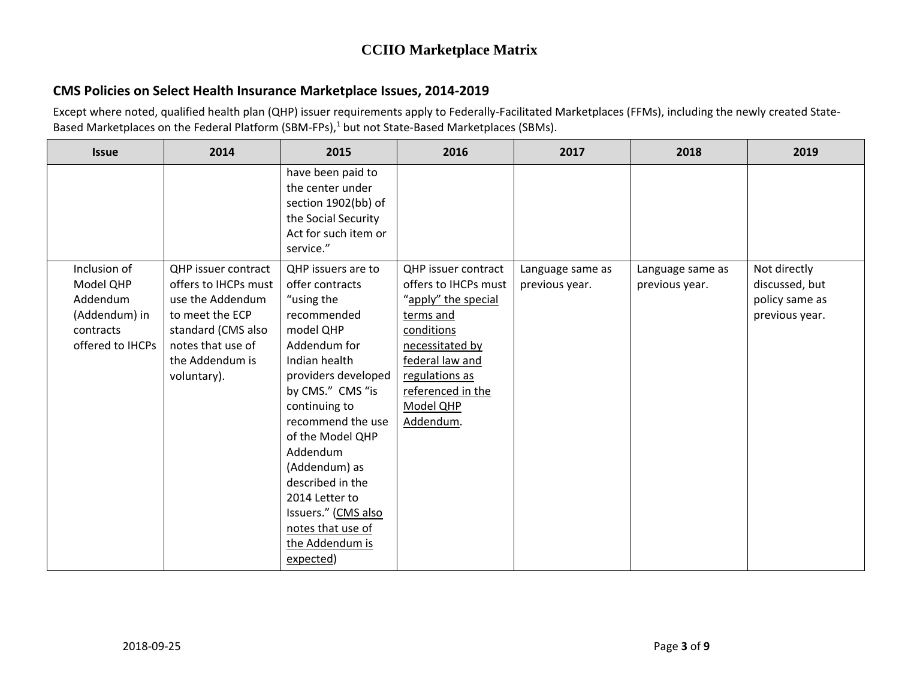## CMS Policies on Select Health Insurance Marketplace Issues, 2014-2019

Except where noted, qualified health plan (QHP) issuer requirements apply to Federally-Facilitated Marketplaces (FFMs), including the newly created State-Based Marketplaces on the Federal Platform (SBM-FPs),[1] but not State-Based Marketplaces (SBMs).

| Issue | 2014 | 2015 | 2016 | 2017 | 2018 | 2019 |
|---|---|---|---|---|---|---|
| | | have been paid to the center under section 1902(bb) of the Social Security Act for such item or service." | | | | |
| Inclusion of Model QHP Addendum (Addendum) in contracts offered to IHCPs | QHP issuer contract offers to IHCPs must use the Addendum to meet the ECP standard (CMS also notes that use of the Addendum is voluntary). | QHP issuers are to offer contracts "using the recommended model QHP Addendum for Indian health providers developed by CMS." CMS "is continuing to recommend the use of the Model QHP Addendum (Addendum) as described in the 2014 Letter to Issuers." (CMS also notes that use of the Addendum is expected) | QHP issuer contract offers to IHCPs must "apply" the special terms and conditions necessitated by federal law and regulations as referenced in the Model QHP Addendum. | Language same as previous year. | Language same as previous year. | Not directly discussed, but policy same as previous year. |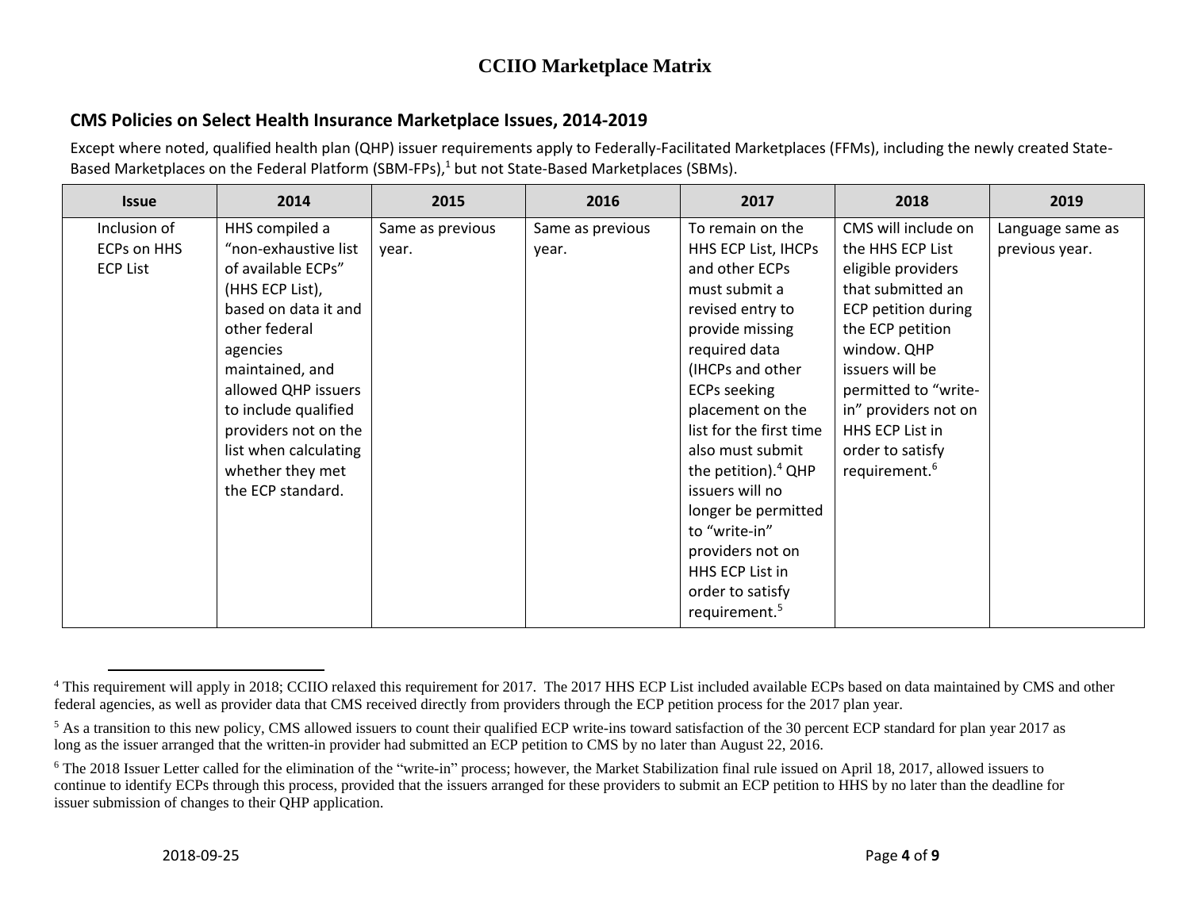# CCIIO Marketplace Matrix

## CMS Policies on Select Health Insurance Marketplace Issues, 2014-2019

Except where noted, qualified health plan (QHP) issuer requirements apply to Federally-Facilitated Marketplaces (FFMs), including the newly created State-Based Marketplaces on the Federal Platform (SBM-FPs),[1] but not State-Based Marketplaces (SBMs).

| Issue | 2014 | 2015 | 2016 | 2017 | 2018 | 2019 |
|---|---|---|---|---|---|---|
| Inclusion of ECPs on HHS ECP List | HHS compiled a "non-exhaustive list of available ECPs" (HHS ECP List), based on data it and other federal agencies maintained, and allowed QHP issuers to include qualified providers not on the list when calculating whether they met the ECP standard. | Same as previous year. | Same as previous year. | To remain on the HHS ECP List, IHCPs and other ECPs must submit a revised entry to provide missing required data (IHCPs and other ECPs seeking placement on the list for the first time also must submit the petition).[4] QHP issuers will no longer be permitted to "write-in" providers not on HHS ECP List in order to satisfy requirement.[5] | CMS will include on the HHS ECP List eligible providers that submitted an ECP petition during the ECP petition window. QHP issuers will be permitted to "write-in" providers not on HHS ECP List in order to satisfy requirement.[6] | Language same as previous year. |

[4] This requirement will apply in 2018; CCIIO relaxed this requirement for 2017. The 2017 HHS ECP List included available ECPs based on data maintained by CMS and other federal agencies, as well as provider data that CMS received directly from providers through the ECP petition process for the 2017 plan year.

[5] As a transition to this new policy, CMS allowed issuers to count their qualified ECP write-ins toward satisfaction of the 30 percent ECP standard for plan year 2017 as long as the issuer arranged that the written-in provider had submitted an ECP petition to CMS by no later than August 22, 2016.

[6] The 2018 Issuer Letter called for the elimination of the "write-in" process; however, the Market Stabilization final rule issued on April 18, 2017, allowed issuers to continue to identify ECPs through this process, provided that the issuers arranged for these providers to submit an ECP petition to HHS by no later than the deadline for issuer submission of changes to their QHP application.

2018-09-25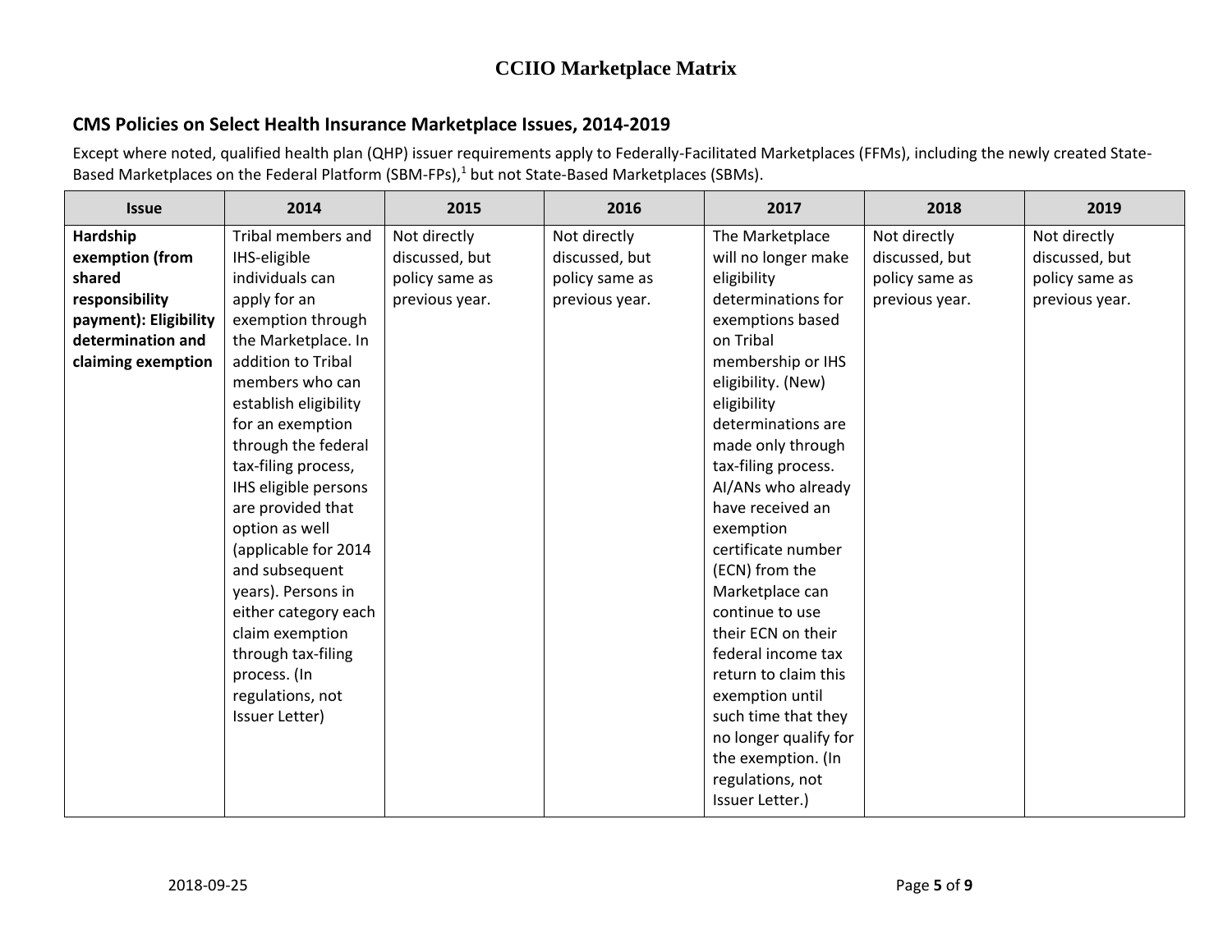# CCIIO Marketplace Matrix

## CMS Policies on Select Health Insurance Marketplace Issues, 2014-2019

Except where noted, qualified health plan (QHP) issuer requirements apply to Federally-Facilitated Marketplaces (FFMs), including the newly created State-Based Marketplaces on the Federal Platform (SBM-FPs),[1] but not State-Based Marketplaces (SBMs).

| Issue | 2014 | 2015 | 2016 | 2017 | 2018 | 2019 |
|---|---|---|---|---|---|---|
| **Hardship exemption (from shared responsibility payment): Eligibility determination and claiming exemption** | Tribal members and IHS-eligible individuals can apply for an exemption through the Marketplace. In addition to Tribal members who can establish eligibility for an exemption through the federal tax-filing process, IHS eligible persons are provided that option as well (applicable for 2014 and subsequent years). Persons in either category each claim exemption through tax-filing process. (In regulations, not Issuer Letter) | Not directly discussed, but policy same as previous year. | Not directly discussed, but policy same as previous year. | The Marketplace will no longer make eligibility determinations for exemptions based on Tribal membership or IHS eligibility. (New) eligibility determinations are made only through tax-filing process. AI/ANs who already have received an exemption certificate number (ECN) from the Marketplace can continue to use their ECN on their federal income tax return to claim this exemption until such time that they no longer qualify for the exemption. (In regulations, not Issuer Letter.) | Not directly discussed, but policy same as previous year. | Not directly discussed, but policy same as previous year. |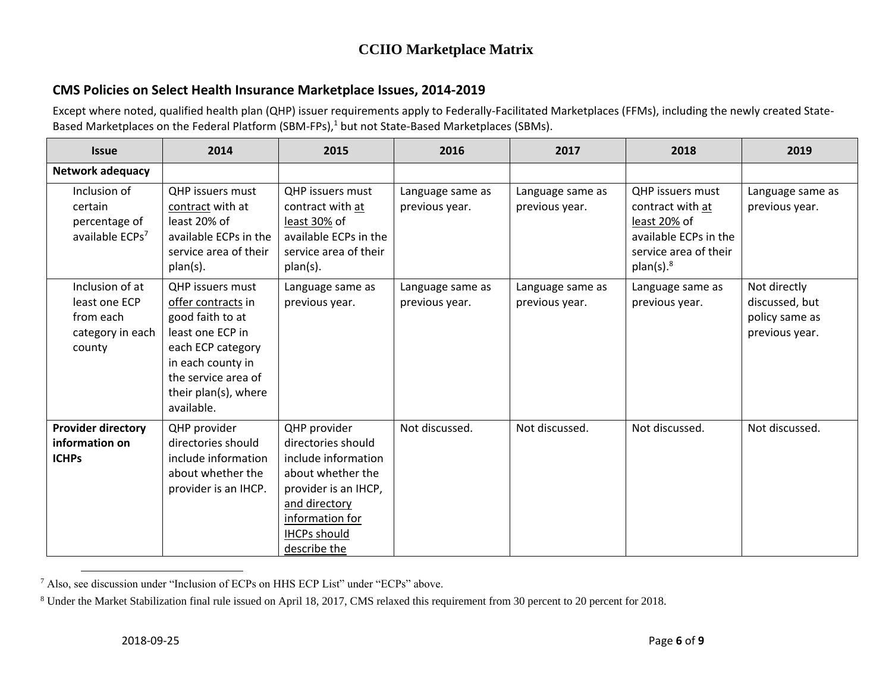# CCIIO Marketplace Matrix

## CMS Policies on Select Health Insurance Marketplace Issues, 2014-2019

Except where noted, qualified health plan (QHP) issuer requirements apply to Federally-Facilitated Marketplaces (FFMs), including the newly created State-Based Marketplaces on the Federal Platform (SBM-FPs),[1] but not State-Based Marketplaces (SBMs).

| Issue | 2014 | 2015 | 2016 | 2017 | 2018 | 2019 |
|---|---|---|---|---|---|---|
| **Network adequacy** | | | | | | |
| Inclusion of certain percentage of available ECPs[7] | QHP issuers must contract with at least 20% of available ECPs in the service area of their plan(s). | QHP issuers must contract with at least 30% of available ECPs in the service area of their plan(s). | Language same as previous year. | Language same as previous year. | QHP issuers must contract with at least 20% of available ECPs in the service area of their plan(s).[8] | Language same as previous year. |
| Inclusion of at least one ECP from each category in each county | QHP issuers must offer contracts in good faith to at least one ECP in each ECP category in each county in the service area of their plan(s), where available. | Language same as previous year. | Language same as previous year. | Language same as previous year. | Language same as previous year. | Not directly discussed, but policy same as previous year. |
| **Provider directory information on ICHPs** | QHP provider directories should include information about whether the provider is an IHCP. | QHP provider directories should include information about whether the provider is an IHCP, and directory information for IHCPs should describe the | Not discussed. | Not discussed. | Not discussed. | Not discussed. |

[7] Also, see discussion under "Inclusion of ECPs on HHS ECP List" under "ECPs" above.

[8] Under the Market Stabilization final rule issued on April 18, 2017, CMS relaxed this requirement from 30 percent to 20 percent for 2018.

2018-09-25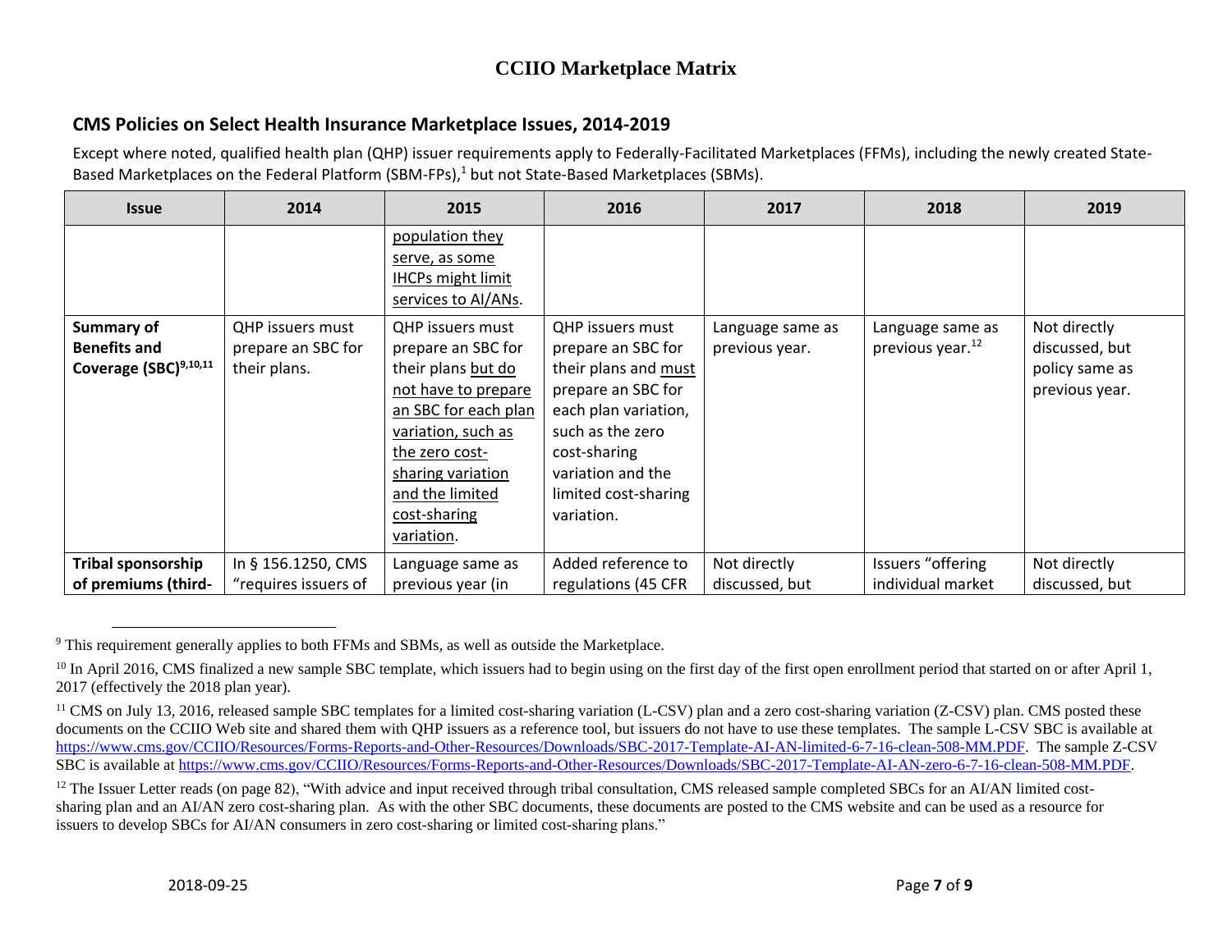## CCIIO Marketplace Matrix

### CMS Policies on Select Health Insurance Marketplace Issues, 2014-2019

Except where noted, qualified health plan (QHP) issuer requirements apply to Federally-Facilitated Marketplaces (FFMs), including the newly created State-Based Marketplaces on the Federal Platform (SBM-FPs),[1] but not State-Based Marketplaces (SBMs).

| Issue | 2014 | 2015 | 2016 | 2017 | 2018 | 2019 |
|---|---|---|---|---|---|---|
| | | population they serve, as some IHCPs might limit services to AI/ANs. | | | | |
| **Summary of Benefits and Coverage (SBC)[9,10,11]** | QHP issuers must prepare an SBC for their plans. | QHP issuers must prepare an SBC for their plans but do not have to prepare an SBC for each plan variation, such as the zero cost-sharing variation and the limited cost-sharing variation. | QHP issuers must prepare an SBC for their plans and must prepare an SBC for each plan variation, such as the zero cost-sharing variation and the limited cost-sharing variation. | Language same as previous year. | Language same as previous year.[12] | Not directly discussed, but policy same as previous year. |
| **Tribal sponsorship of premiums (third-** | In § 156.1250, CMS "requires issuers of | Language same as previous year (in | Added reference to regulations (45 CFR | Not directly discussed, but | Issuers "offering individual market | Not directly discussed, but |

[9] This requirement generally applies to both FFMs and SBMs, as well as outside the Marketplace.

[10] In April 2016, CMS finalized a new sample SBC template, which issuers had to begin using on the first day of the first open enrollment period that started on or after April 1, 2017 (effectively the 2018 plan year).

[11] CMS on July 13, 2016, released sample SBC templates for a limited cost-sharing variation (L-CSV) plan and a zero cost-sharing variation (Z-CSV) plan. CMS posted these documents on the CCIIO Web site and shared them with QHP issuers as a reference tool, but issuers do not have to use these templates. The sample L-CSV SBC is available at https://www.cms.gov/CCIIO/Resources/Forms-Reports-and-Other-Resources/Downloads/SBC-2017-Template-AI-AN-limited-6-7-16-clean-508-MM.PDF. The sample Z-CSV SBC is available at https://www.cms.gov/CCIIO/Resources/Forms-Reports-and-Other-Resources/Downloads/SBC-2017-Template-AI-AN-zero-6-7-16-clean-508-MM.PDF.

[12] The Issuer Letter reads (on page 82), "With advice and input received through tribal consultation, CMS released sample completed SBCs for an AI/AN limited cost-sharing plan and an AI/AN zero cost-sharing plan. As with the other SBC documents, these documents are posted to the CMS website and can be used as a resource for issuers to develop SBCs for AI/AN consumers in zero cost-sharing or limited cost-sharing plans."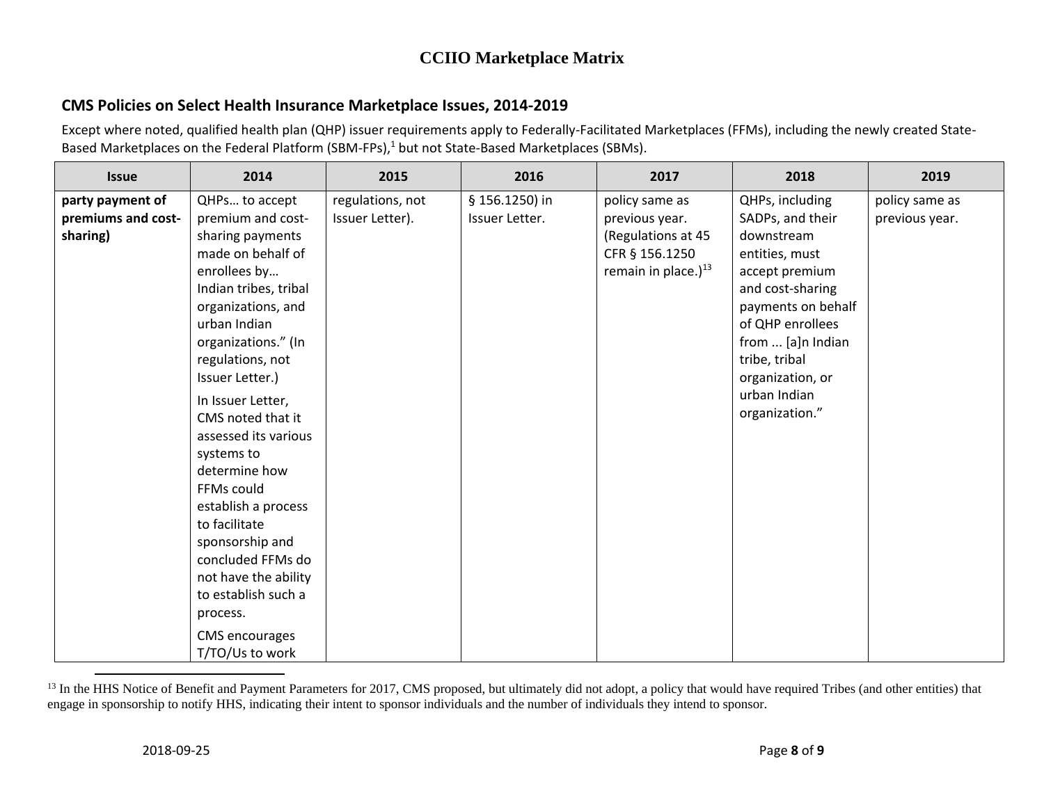# CCIIO Marketplace Matrix

## CMS Policies on Select Health Insurance Marketplace Issues, 2014-2019

Except where noted, qualified health plan (QHP) issuer requirements apply to Federally-Facilitated Marketplaces (FFMs), including the newly created State-Based Marketplaces on the Federal Platform (SBM-FPs),[1] but not State-Based Marketplaces (SBMs).

| Issue | 2014 | 2015 | 2016 | 2017 | 2018 | 2019 |
|---|---|---|---|---|---|---|
| **party payment of premiums and cost-sharing)** | QHPs… to accept premium and cost-sharing payments made on behalf of enrollees by… Indian tribes, tribal organizations, and urban Indian organizations." (In regulations, not Issuer Letter.)<br><br>In Issuer Letter, CMS noted that it assessed its various systems to determine how FFMs could establish a process to facilitate sponsorship and concluded FFMs do not have the ability to establish such a process.<br><br>CMS encourages T/TO/Us to work | regulations, not Issuer Letter). | § 156.1250) in Issuer Letter. | policy same as previous year. (Regulations at 45 CFR § 156.1250 remain in place.)[13] | QHPs, including SADPs, and their downstream entities, must accept premium and cost-sharing payments on behalf of QHP enrollees from ... [a]n Indian tribe, tribal organization, or urban Indian organization." | policy same as previous year. |

[13] In the HHS Notice of Benefit and Payment Parameters for 2017, CMS proposed, but ultimately did not adopt, a policy that would have required Tribes (and other entities) that engage in sponsorship to notify HHS, indicating their intent to sponsor individuals and the number of individuals they intend to sponsor.

2018-09-25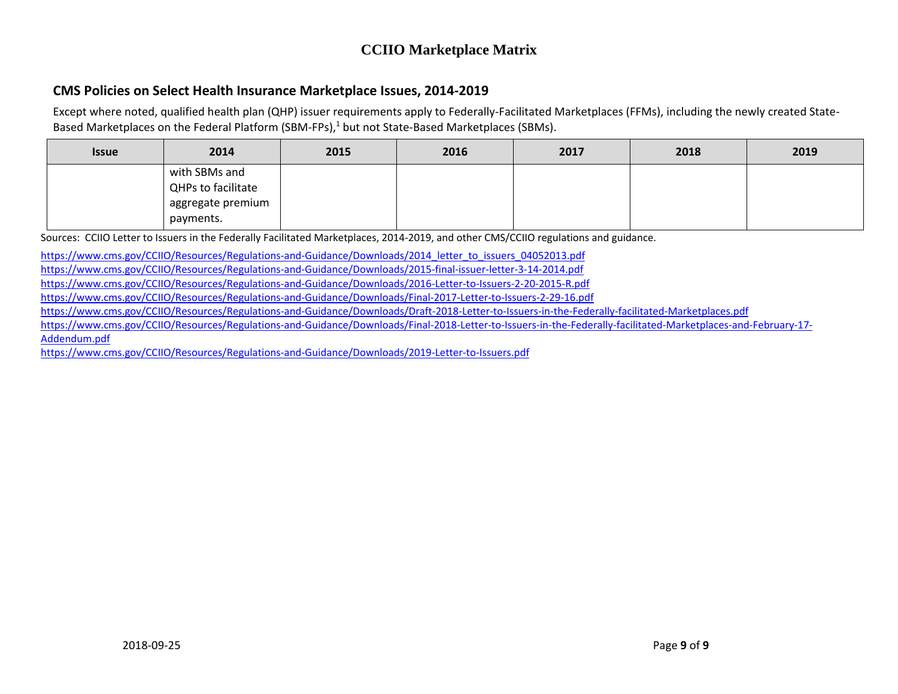# CCIIO Marketplace Matrix

## CMS Policies on Select Health Insurance Marketplace Issues, 2014-2019

Except where noted, qualified health plan (QHP) issuer requirements apply to Federally-Facilitated Marketplaces (FFMs), including the newly created State-Based Marketplaces on the Federal Platform (SBM-FPs),[1] but not State-Based Marketplaces (SBMs).

| Issue | 2014 | 2015 | 2016 | 2017 | 2018 | 2019 |
|---|---|---|---|---|---|---|
| | with SBMs and QHPs to facilitate aggregate premium payments. | | | | | |

Sources: CCIIO Letter to Issuers in the Federally Facilitated Marketplaces, 2014-2019, and other CMS/CCIIO regulations and guidance.

https://www.cms.gov/CCIIO/Resources/Regulations-and-Guidance/Downloads/2014_letter_to_issuers_04052013.pdf

https://www.cms.gov/CCIIO/Resources/Regulations-and-Guidance/Downloads/2015-final-issuer-letter-3-14-2014.pdf

https://www.cms.gov/CCIIO/Resources/Regulations-and-Guidance/Downloads/2016-Letter-to-Issuers-2-20-2015-R.pdf

https://www.cms.gov/CCIIO/Resources/Regulations-and-Guidance/Downloads/Final-2017-Letter-to-Issuers-2-29-16.pdf

https://www.cms.gov/CCIIO/Resources/Regulations-and-Guidance/Downloads/Draft-2018-Letter-to-Issuers-in-the-Federally-facilitated-Marketplaces.pdf

https://www.cms.gov/CCIIO/Resources/Regulations-and-Guidance/Downloads/Final-2018-Letter-to-Issuers-in-the-Federally-facilitated-Marketplaces-and-February-17-Addendum.pdf

https://www.cms.gov/CCIIO/Resources/Regulations-and-Guidance/Downloads/2019-Letter-to-Issuers.pdf

2018-09-25